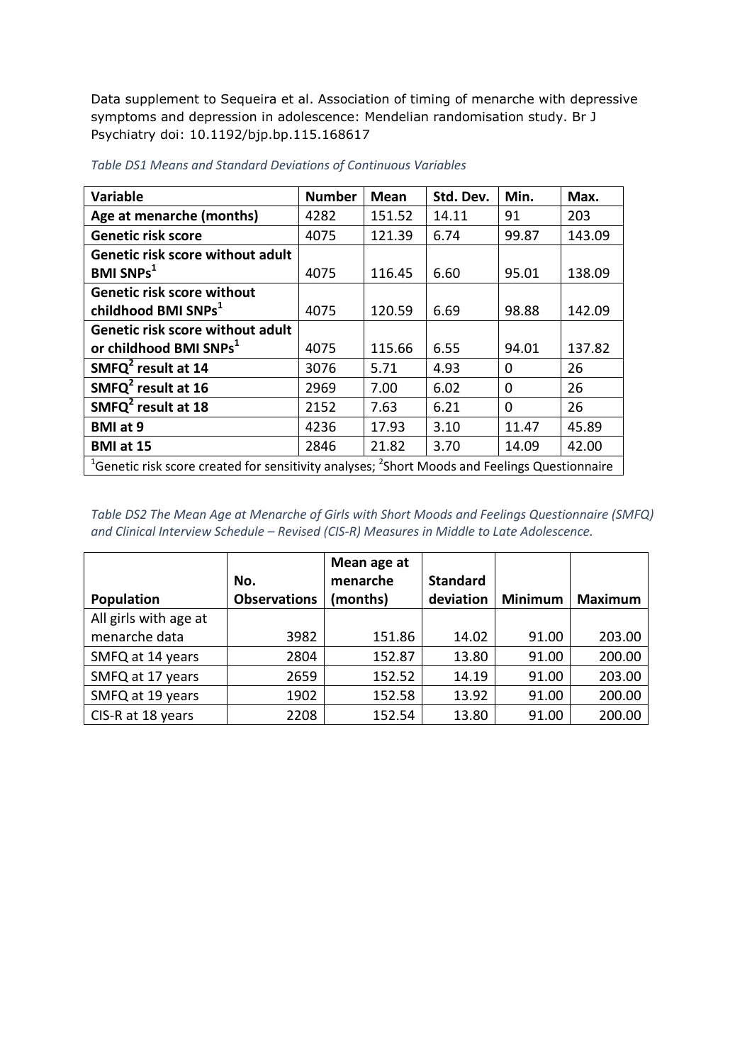Data supplement to Sequeira et al. Association of timing of menarche with depressive symptoms and depression in adolescence: Mendelian randomisation study. Br J Psychiatry doi: 10.1192/bjp.bp.115.168617

*Table DS1 Means and Standard Deviations of Continuous Variables*

| Variable | Number | Mean | Std. Dev. | Min. | Max. |
|---|---|---|---|---|---|
| **Age at menarche (months)** | 4282 | 151.52 | 14.11 | 91 | 203 |
| **Genetic risk score** | 4075 | 121.39 | 6.74 | 99.87 | 143.09 |
| **Genetic risk score without adult BMI SNPs[1]** | 4075 | 116.45 | 6.60 | 95.01 | 138.09 |
| **Genetic risk score without childhood BMI SNPs[1]** | 4075 | 120.59 | 6.69 | 98.88 | 142.09 |
| **Genetic risk score without adult or childhood BMI SNPs[1]** | 4075 | 115.66 | 6.55 | 94.01 | 137.82 |
| **SMFQ[2] result at 14** | 3076 | 5.71 | 4.93 | 0 | 26 |
| **SMFQ[2] result at 16** | 2969 | 7.00 | 6.02 | 0 | 26 |
| **SMFQ[2] result at 18** | 2152 | 7.63 | 6.21 | 0 | 26 |
| **BMI at 9** | 4236 | 17.93 | 3.10 | 11.47 | 45.89 |
| **BMI at 15** | 2846 | 21.82 | 3.70 | 14.09 | 42.00 |

[1]Genetic risk score created for sensitivity analyses; [2]Short Moods and Feelings Questionnaire

*Table DS2 The Mean Age at Menarche of Girls with Short Moods and Feelings Questionnaire (SMFQ) and Clinical Interview Schedule – Revised (CIS-R) Measures in Middle to Late Adolescence.*

| Population | No. Observations | Mean age at menarche (months) | Standard deviation | Minimum | Maximum |
|---|---|---|---|---|---|
| All girls with age at menarche data | 3982 | 151.86 | 14.02 | 91.00 | 203.00 |
| SMFQ at 14 years | 2804 | 152.87 | 13.80 | 91.00 | 200.00 |
| SMFQ at 17 years | 2659 | 152.52 | 14.19 | 91.00 | 203.00 |
| SMFQ at 19 years | 1902 | 152.58 | 13.92 | 91.00 | 200.00 |
| CIS-R at 18 years | 2208 | 152.54 | 13.80 | 91.00 | 200.00 |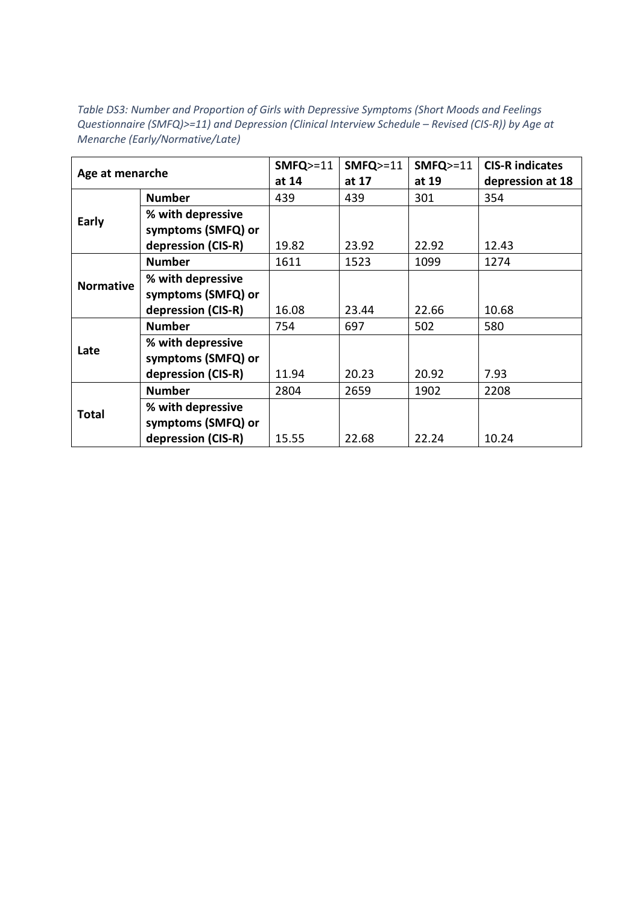*Table DS3: Number and Proportion of Girls with Depressive Symptoms (Short Moods and Feelings Questionnaire (SMFQ)>=11) and Depression (Clinical Interview Schedule – Revised (CIS-R)) by Age at Menarche (Early/Normative/Late)*

| Age at menarche | | SMFQ>=11 at 14 | SMFQ>=11 at 17 | SMFQ>=11 at 19 | CIS-R indicates depression at 18 |
|---|---|---|---|---|---|
| **Early** | **Number** | 439 | 439 | 301 | 354 |
| | **% with depressive symptoms (SMFQ) or depression (CIS-R)** | 19.82 | 23.92 | 22.92 | 12.43 |
| **Normative** | **Number** | 1611 | 1523 | 1099 | 1274 |
| | **% with depressive symptoms (SMFQ) or depression (CIS-R)** | 16.08 | 23.44 | 22.66 | 10.68 |
| **Late** | **Number** | 754 | 697 | 502 | 580 |
| | **% with depressive symptoms (SMFQ) or depression (CIS-R)** | 11.94 | 20.23 | 20.92 | 7.93 |
| **Total** | **Number** | 2804 | 2659 | 1902 | 2208 |
| | **% with depressive symptoms (SMFQ) or depression (CIS-R)** | 15.55 | 22.68 | 22.24 | 10.24 |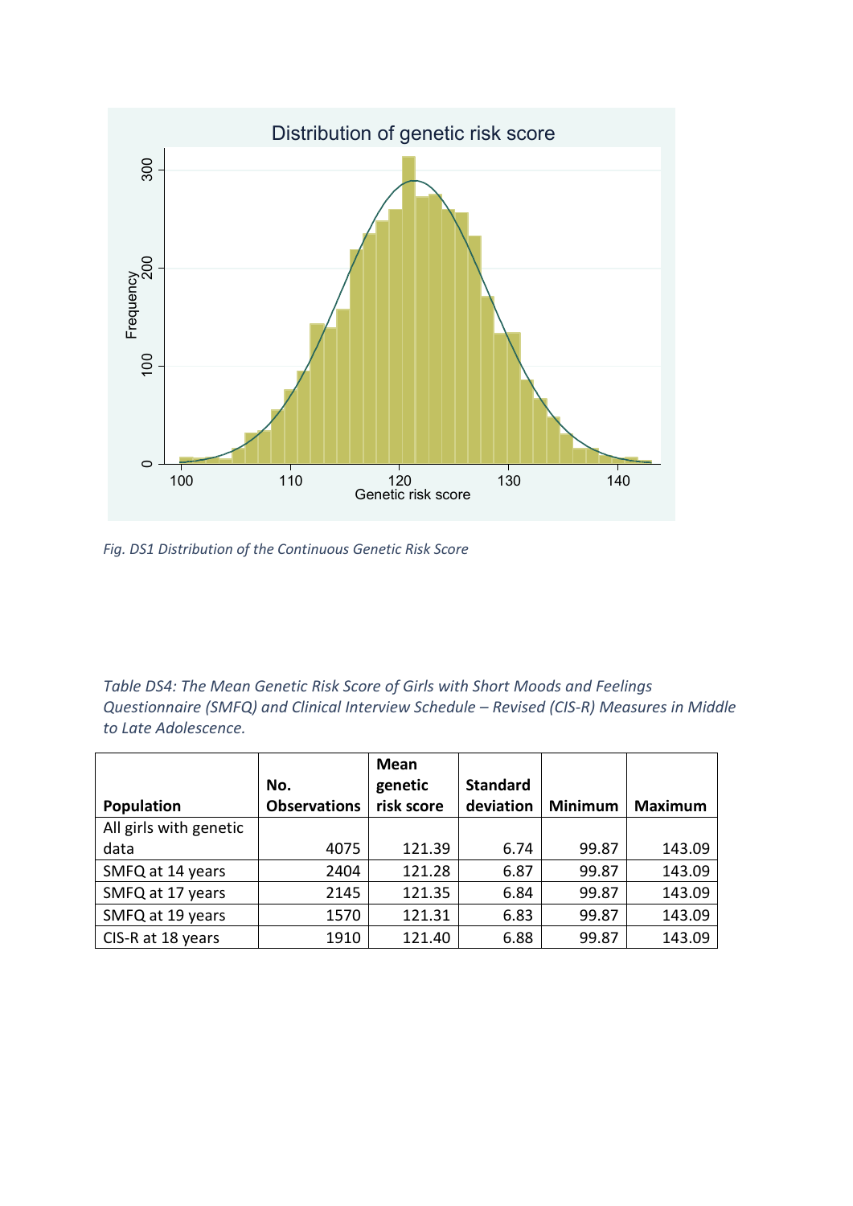*Fig. DS1 Distribution of the Continuous Genetic Risk Score*

*Table DS4: The Mean Genetic Risk Score of Girls with Short Moods and Feelings Questionnaire (SMFQ) and Clinical Interview Schedule – Revised (CIS-R) Measures in Middle to Late Adolescence.*

| Population | No. Observations | Mean genetic risk score | Standard deviation | Minimum | Maximum |
|---|---|---|---|---|---|
| All girls with genetic data | 4075 | 121.39 | 6.74 | 99.87 | 143.09 |
| SMFQ at 14 years | 2404 | 121.28 | 6.87 | 99.87 | 143.09 |
| SMFQ at 17 years | 2145 | 121.35 | 6.84 | 99.87 | 143.09 |
| SMFQ at 19 years | 1570 | 121.31 | 6.83 | 99.87 | 143.09 |
| CIS-R at 18 years | 1910 | 121.40 | 6.88 | 99.87 | 143.09 |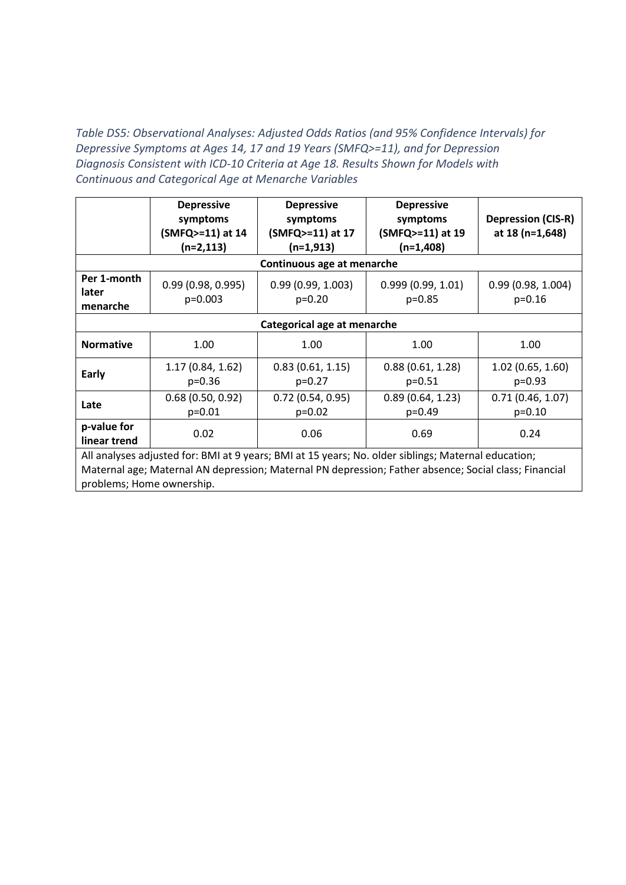*Table DS5: Observational Analyses: Adjusted Odds Ratios (and 95% Confidence Intervals) for Depressive Symptoms at Ages 14, 17 and 19 Years (SMFQ>=11), and for Depression Diagnosis Consistent with ICD-10 Criteria at Age 18. Results Shown for Models with Continuous and Categorical Age at Menarche Variables*

| | **Depressive symptoms (SMFQ>=11) at 14 (n=2,113)** | **Depressive symptoms (SMFQ>=11) at 17 (n=1,913)** | **Depressive symptoms (SMFQ>=11) at 19 (n=1,408)** | **Depression (CIS-R) at 18 (n=1,648)** |
|---|---|---|---|---|
| **Continuous age at menarche** | | | | |
| **Per 1-month later menarche** | 0.99 (0.98, 0.995) p=0.003 | 0.99 (0.99, 1.003) p=0.20 | 0.999 (0.99, 1.01) p=0.85 | 0.99 (0.98, 1.004) p=0.16 |
| **Categorical age at menarche** | | | | |
| **Normative** | 1.00 | 1.00 | 1.00 | 1.00 |
| **Early** | 1.17 (0.84, 1.62) p=0.36 | 0.83 (0.61, 1.15) p=0.27 | 0.88 (0.61, 1.28) p=0.51 | 1.02 (0.65, 1.60) p=0.93 |
| **Late** | 0.68 (0.50, 0.92) p=0.01 | 0.72 (0.54, 0.95) p=0.02 | 0.89 (0.64, 1.23) p=0.49 | 0.71 (0.46, 1.07) p=0.10 |
| **p-value for linear trend** | 0.02 | 0.06 | 0.69 | 0.24 |

All analyses adjusted for: BMI at 9 years; BMI at 15 years; No. older siblings; Maternal education; Maternal age; Maternal AN depression; Maternal PN depression; Father absence; Social class; Financial problems; Home ownership.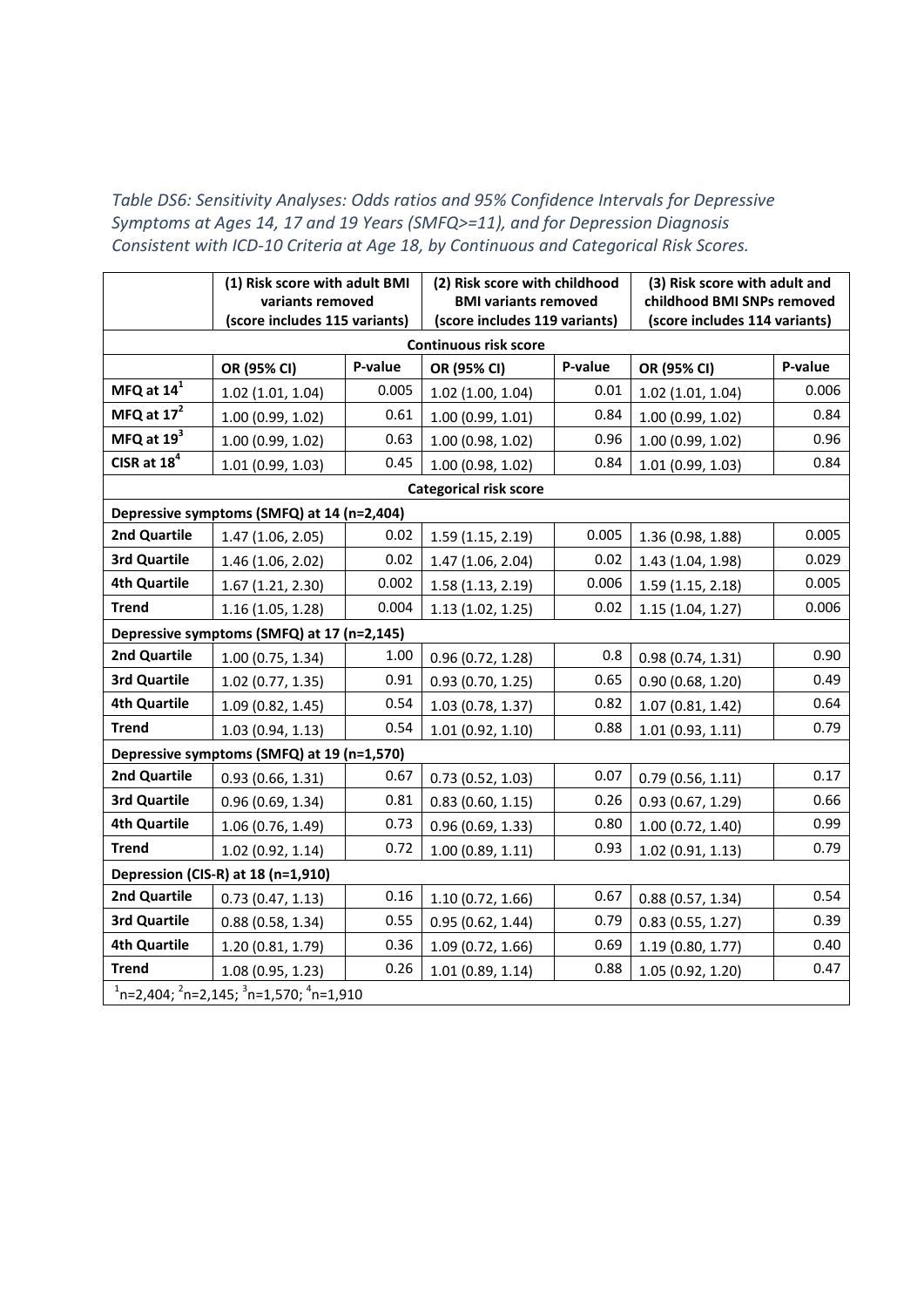*Table DS6: Sensitivity Analyses: Odds ratios and 95% Confidence Intervals for Depressive Symptoms at Ages 14, 17 and 19 Years (SMFQ>=11), and for Depression Diagnosis Consistent with ICD-10 Criteria at Age 18, by Continuous and Categorical Risk Scores.*

| | (1) Risk score with adult BMI variants removed (score includes 115 variants) | | (2) Risk score with childhood BMI variants removed (score includes 119 variants) | | (3) Risk score with adult and childhood BMI SNPs removed (score includes 114 variants) | |
|---|---|---|---|---|---|---|
| **Continuous risk score** | | | | | | |
| | **OR (95% CI)** | **P-value** | **OR (95% CI)** | **P-value** | **OR (95% CI)** | **P-value** |
| **MFQ at 14**[1] | 1.02 (1.01, 1.04) | 0.005 | 1.02 (1.00, 1.04) | 0.01 | 1.02 (1.01, 1.04) | 0.006 |
| **MFQ at 17**[2] | 1.00 (0.99, 1.02) | 0.61 | 1.00 (0.99, 1.01) | 0.84 | 1.00 (0.99, 1.02) | 0.84 |
| **MFQ at 19**[3] | 1.00 (0.99, 1.02) | 0.63 | 1.00 (0.98, 1.02) | 0.96 | 1.00 (0.99, 1.02) | 0.96 |
| **CISR at 18**[4] | 1.01 (0.99, 1.03) | 0.45 | 1.00 (0.98, 1.02) | 0.84 | 1.01 (0.99, 1.03) | 0.84 |
| **Categorical risk score** | | | | | | |
| **Depressive symptoms (SMFQ) at 14 (n=2,404)** | | | | | | |
| **2nd Quartile** | 1.47 (1.06, 2.05) | 0.02 | 1.59 (1.15, 2.19) | 0.005 | 1.36 (0.98, 1.88) | 0.005 |
| **3rd Quartile** | 1.46 (1.06, 2.02) | 0.02 | 1.47 (1.06, 2.04) | 0.02 | 1.43 (1.04, 1.98) | 0.029 |
| **4th Quartile** | 1.67 (1.21, 2.30) | 0.002 | 1.58 (1.13, 2.19) | 0.006 | 1.59 (1.15, 2.18) | 0.005 |
| **Trend** | 1.16 (1.05, 1.28) | 0.004 | 1.13 (1.02, 1.25) | 0.02 | 1.15 (1.04, 1.27) | 0.006 |
| **Depressive symptoms (SMFQ) at 17 (n=2,145)** | | | | | | |
| **2nd Quartile** | 1.00 (0.75, 1.34) | 1.00 | 0.96 (0.72, 1.28) | 0.8 | 0.98 (0.74, 1.31) | 0.90 |
| **3rd Quartile** | 1.02 (0.77, 1.35) | 0.91 | 0.93 (0.70, 1.25) | 0.65 | 0.90 (0.68, 1.20) | 0.49 |
| **4th Quartile** | 1.09 (0.82, 1.45) | 0.54 | 1.03 (0.78, 1.37) | 0.82 | 1.07 (0.81, 1.42) | 0.64 |
| **Trend** | 1.03 (0.94, 1.13) | 0.54 | 1.01 (0.92, 1.10) | 0.88 | 1.01 (0.93, 1.11) | 0.79 |
| **Depressive symptoms (SMFQ) at 19 (n=1,570)** | | | | | | |
| **2nd Quartile** | 0.93 (0.66, 1.31) | 0.67 | 0.73 (0.52, 1.03) | 0.07 | 0.79 (0.56, 1.11) | 0.17 |
| **3rd Quartile** | 0.96 (0.69, 1.34) | 0.81 | 0.83 (0.60, 1.15) | 0.26 | 0.93 (0.67, 1.29) | 0.66 |
| **4th Quartile** | 1.06 (0.76, 1.49) | 0.73 | 0.96 (0.69, 1.33) | 0.80 | 1.00 (0.72, 1.40) | 0.99 |
| **Trend** | 1.02 (0.92, 1.14) | 0.72 | 1.00 (0.89, 1.11) | 0.93 | 1.02 (0.91, 1.13) | 0.79 |
| **Depression (CIS-R) at 18 (n=1,910)** | | | | | | |
| **2nd Quartile** | 0.73 (0.47, 1.13) | 0.16 | 1.10 (0.72, 1.66) | 0.67 | 0.88 (0.57, 1.34) | 0.54 |
| **3rd Quartile** | 0.88 (0.58, 1.34) | 0.55 | 0.95 (0.62, 1.44) | 0.79 | 0.83 (0.55, 1.27) | 0.39 |
| **4th Quartile** | 1.20 (0.81, 1.79) | 0.36 | 1.09 (0.72, 1.66) | 0.69 | 1.19 (0.80, 1.77) | 0.40 |
| **Trend** | 1.08 (0.95, 1.23) | 0.26 | 1.01 (0.89, 1.14) | 0.88 | 1.05 (0.92, 1.20) | 0.47 |

[1]n=2,404; [2]n=2,145; [3]n=1,570; [4]n=1,910